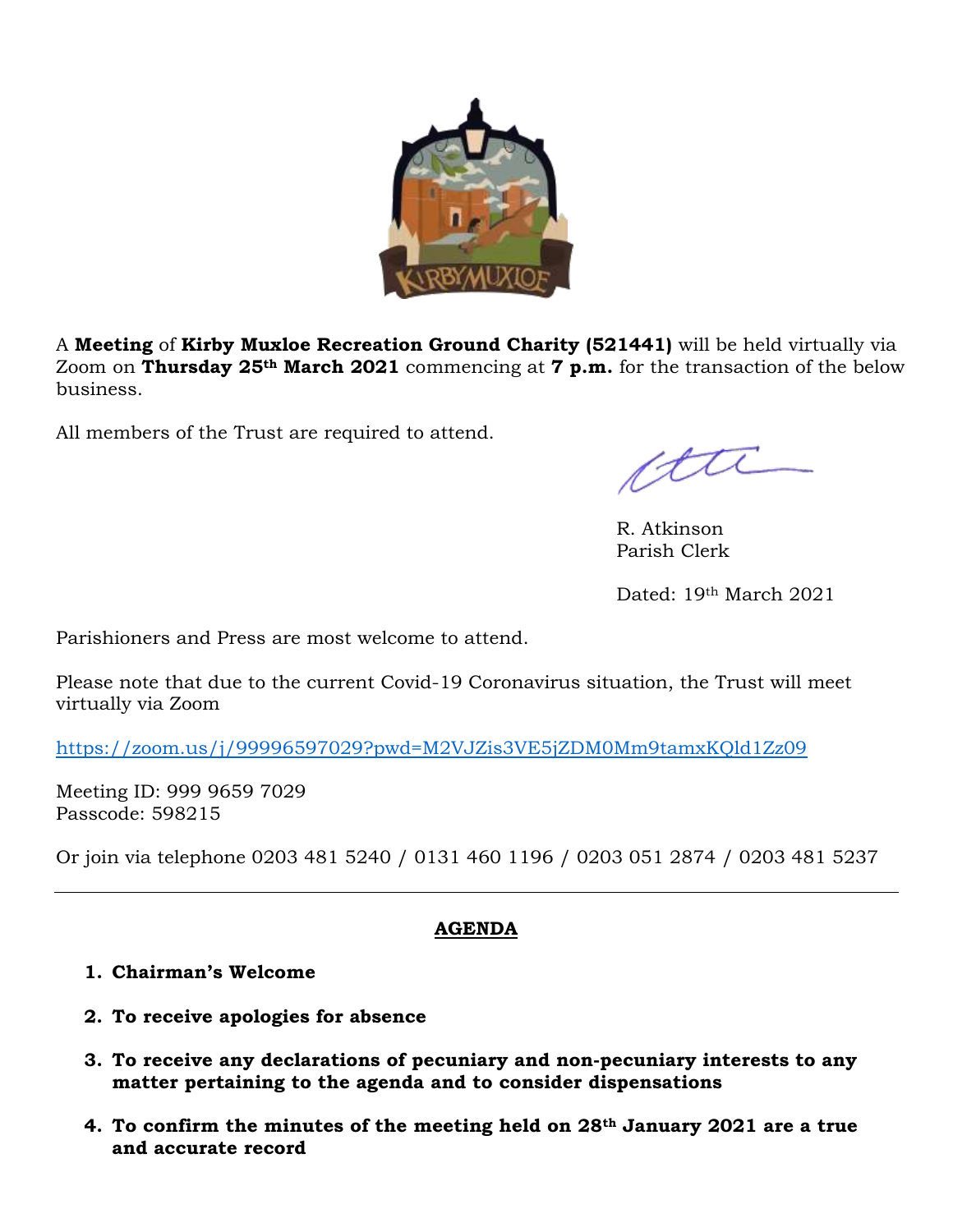A **Meeting** of **Kirby Muxloe Recreation Ground Charity (521441)** will be held virtually via Zoom on **Thursday 25th March 2021** commencing at **7 p.m.** for the transaction of the below business.

All members of the Trust are required to attend.

R. Atkinson
Parish Clerk

Dated: 19th March 2021

Parishioners and Press are most welcome to attend.

Please note that due to the current Covid-19 Coronavirus situation, the Trust will meet virtually via Zoom

https://zoom.us/j/99996597029?pwd=M2VJZis3VE5jZDM0Mm9tamxKQld1Zz09

Meeting ID: 999 9659 7029
Passcode: 598215

Or join via telephone 0203 481 5240 / 0131 460 1196 / 0203 051 2874 / 0203 481 5237

---

## AGENDA

1. **Chairman's Welcome**

2. **To receive apologies for absence**

3. **To receive any declarations of pecuniary and non-pecuniary interests to any matter pertaining to the agenda and to consider dispensations**

4. **To confirm the minutes of the meeting held on 28th January 2021 are a true and accurate record**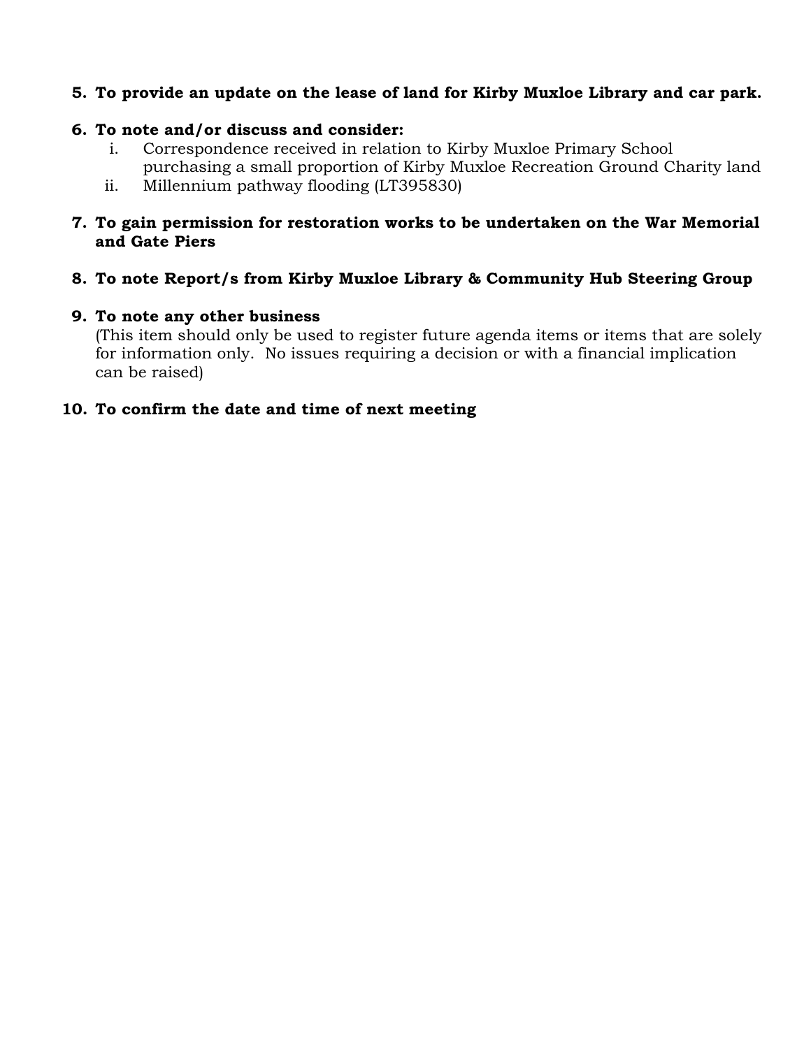5. **To provide an update on the lease of land for Kirby Muxloe Library and car park.**

6. **To note and/or discuss and consider:**
   i. Correspondence received in relation to Kirby Muxloe Primary School purchasing a small proportion of Kirby Muxloe Recreation Ground Charity land
   ii. Millennium pathway flooding (LT395830)

7. **To gain permission for restoration works to be undertaken on the War Memorial and Gate Piers**

8. **To note Report/s from Kirby Muxloe Library & Community Hub Steering Group**

9. **To note any other business**
   (This item should only be used to register future agenda items or items that are solely for information only. No issues requiring a decision or with a financial implication can be raised)

10. **To confirm the date and time of next meeting**